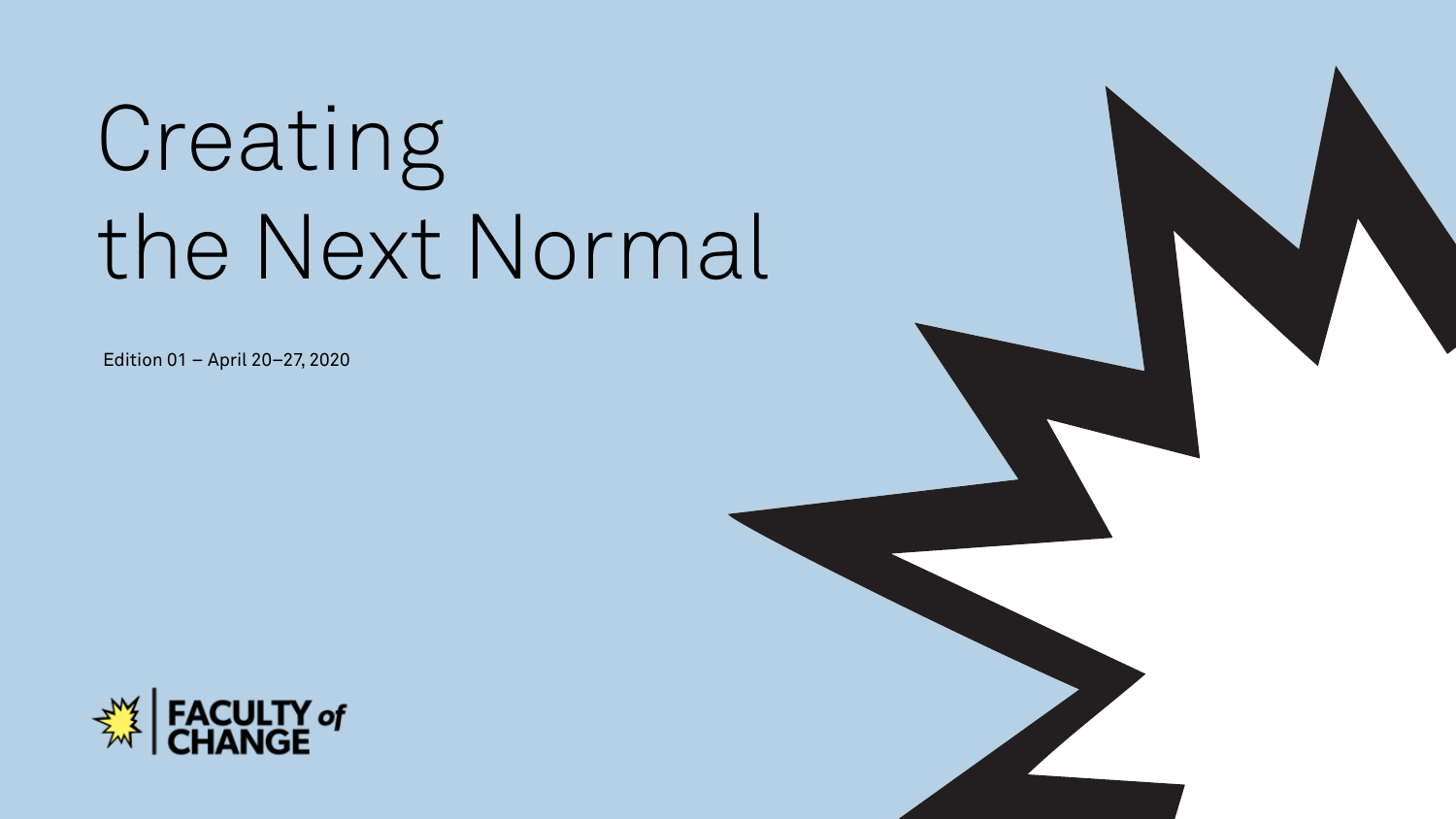# Creating the Next Normal

Edition 01 – April 20–27, 2020

FACULTY of CHANGE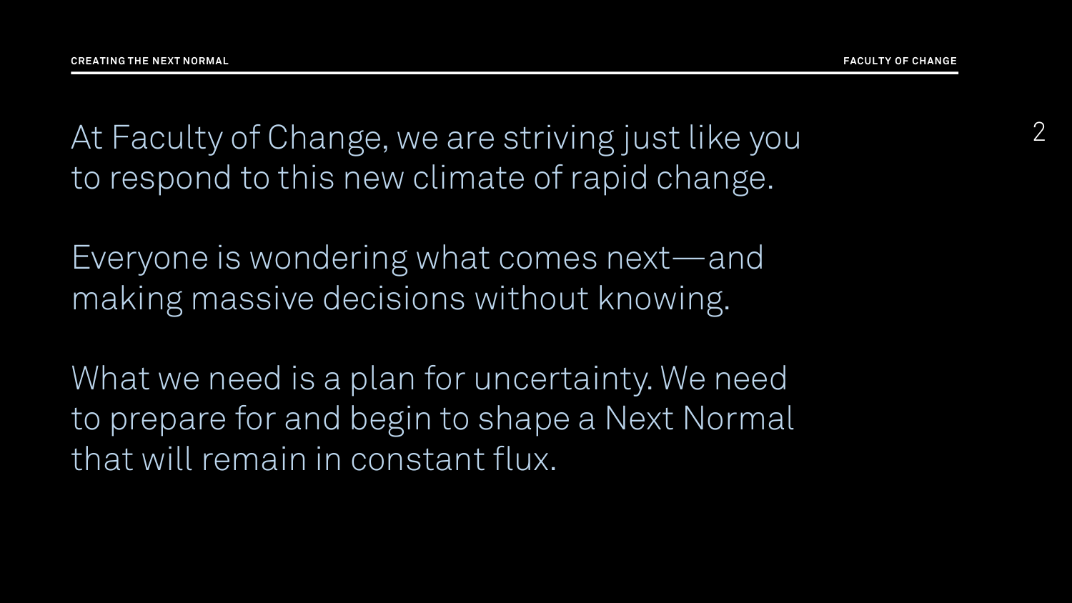At Faculty of Change, we are striving just like you to respond to this new climate of rapid change.

Everyone is wondering what comes next—and making massive decisions without knowing.

What we need is a plan for uncertainty. We need to prepare for and begin to shape a Next Normal that will remain in constant flux.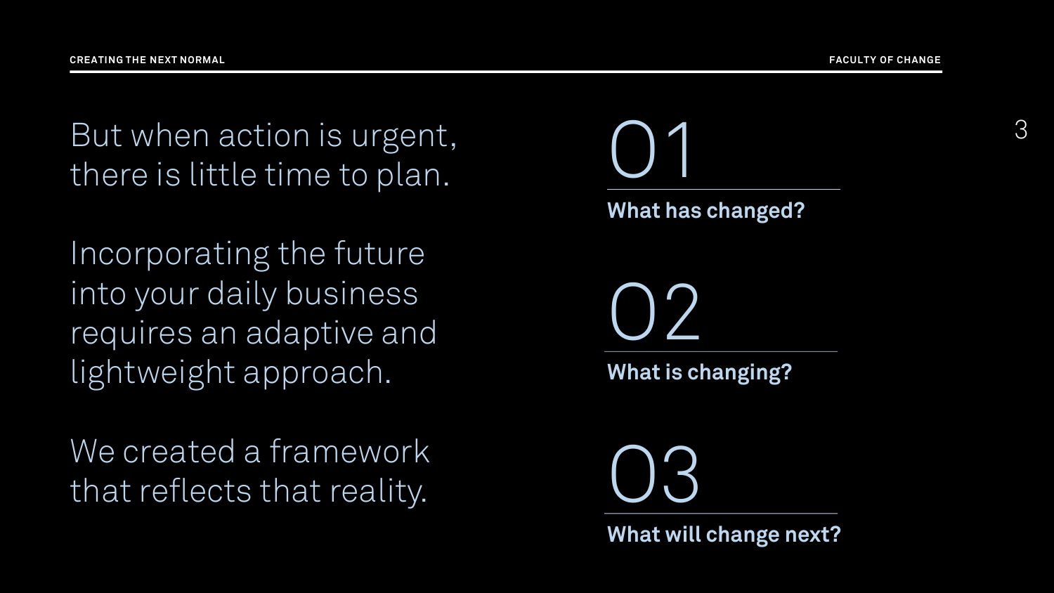But when action is urgent, there is little time to plan.

Incorporating the future into your daily business requires an adaptive and lightweight approach.

We created a framework that reflects that reality.

## 01

**What has changed?**

## 02

**What is changing?**

## 03

**What will change next?**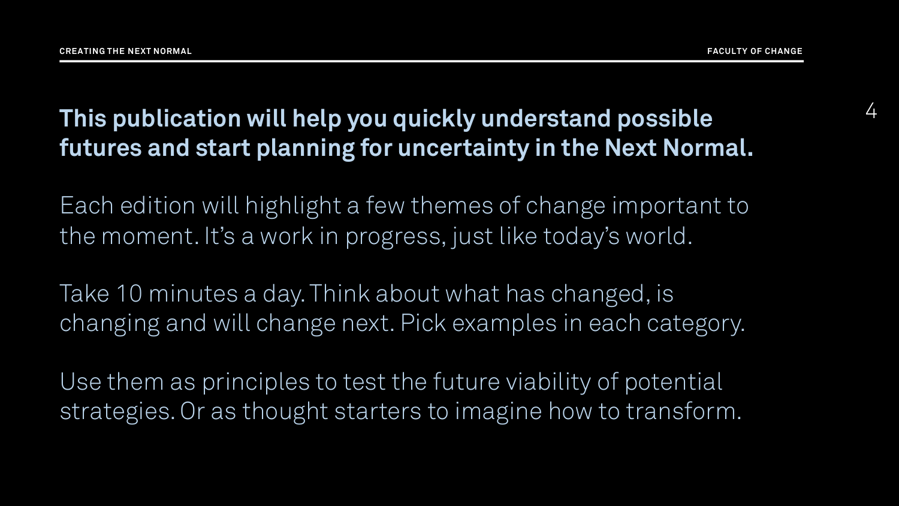**This publication will help you quickly understand possible futures and start planning for uncertainty in the Next Normal.**

Each edition will highlight a few themes of change important to the moment. It's a work in progress, just like today's world.

Take 10 minutes a day. Think about what has changed, is changing and will change next. Pick examples in each category.

Use them as principles to test the future viability of potential strategies. Or as thought starters to imagine how to transform.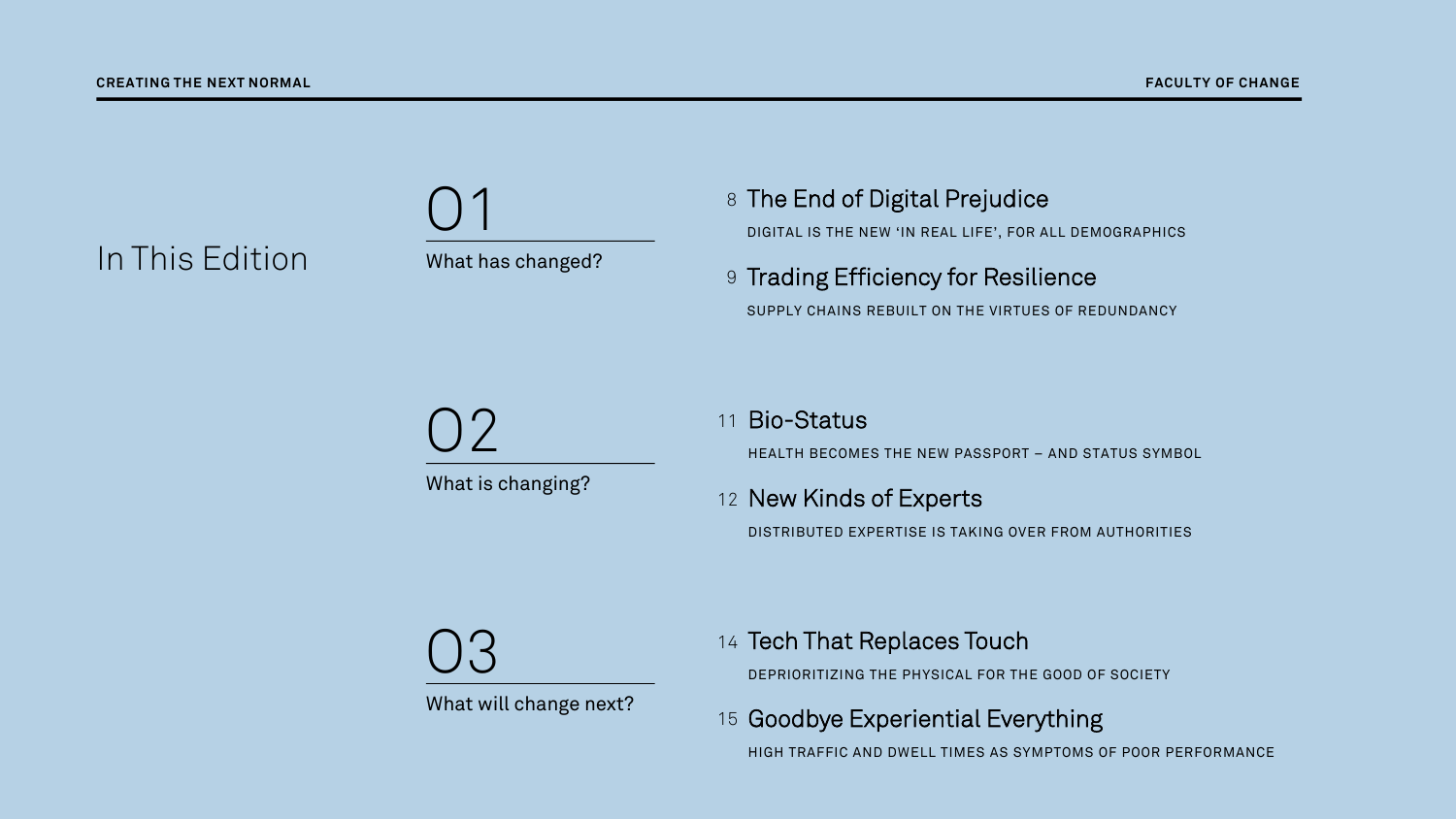# In This Edition

## 01

What has changed?

8 **The End of Digital Prejudice**

DIGITAL IS THE NEW 'IN REAL LIFE', FOR ALL DEMOGRAPHICS

9 **Trading Efficiency for Resilience**

SUPPLY CHAINS REBUILT ON THE VIRTUES OF REDUNDANCY

## 02

What is changing?

11 **Bio-Status**

HEALTH BECOMES THE NEW PASSPORT – AND STATUS SYMBOL

12 **New Kinds of Experts**

DISTRIBUTED EXPERTISE IS TAKING OVER FROM AUTHORITIES

## 03

What will change next?

14 **Tech That Replaces Touch**

DEPRIORITIZING THE PHYSICAL FOR THE GOOD OF SOCIETY

15 **Goodbye Experiential Everything**

HIGH TRAFFIC AND DWELL TIMES AS SYMPTOMS OF POOR PERFORMANCE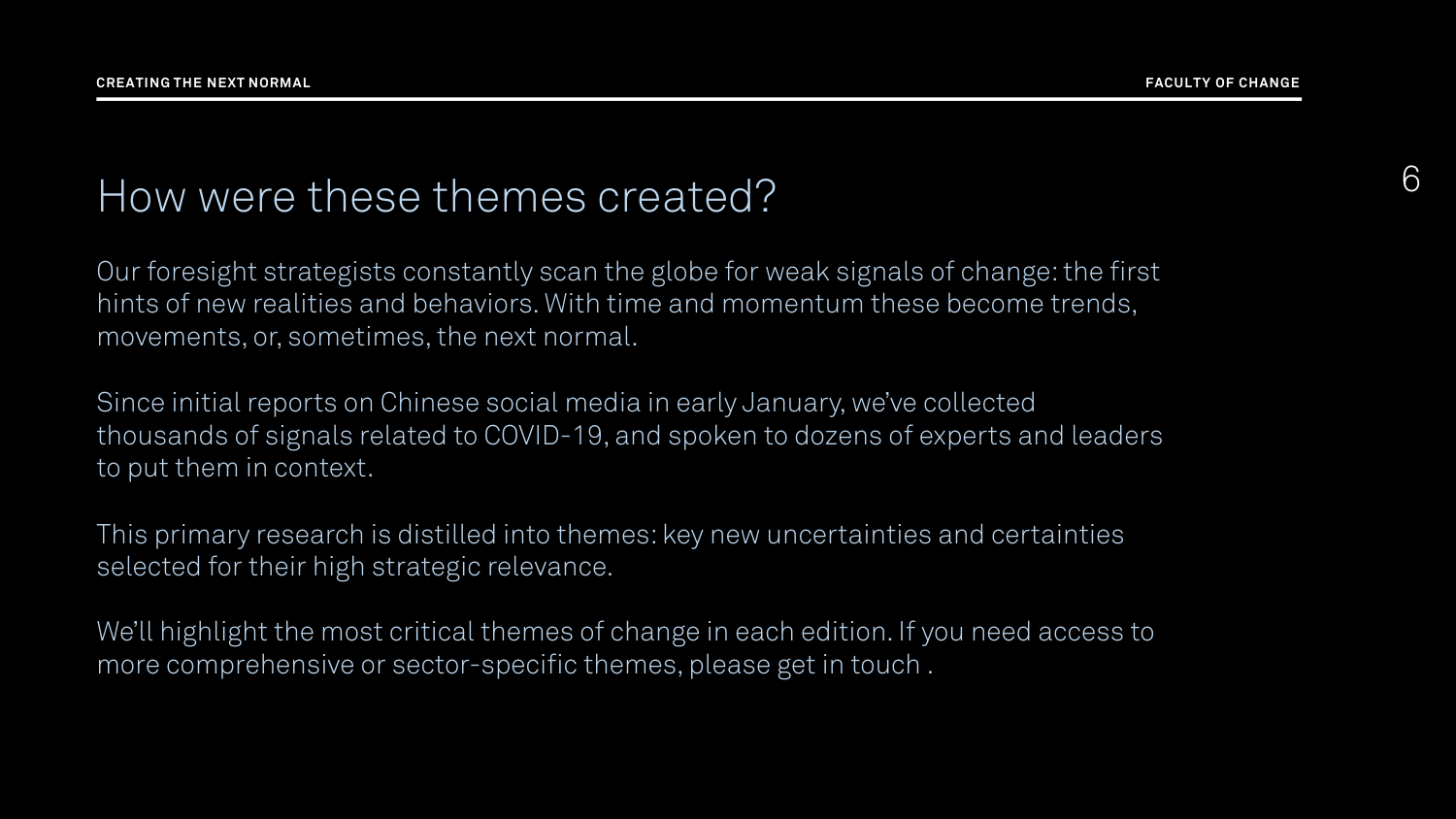# How were these themes created?

Our foresight strategists constantly scan the globe for weak signals of change: the first hints of new realities and behaviors. With time and momentum these become trends, movements, or, sometimes, the next normal.

Since initial reports on Chinese social media in early January, we've collected thousands of signals related to COVID-19, and spoken to dozens of experts and leaders to put them in context.

This primary research is distilled into themes: key new uncertainties and certainties selected for their high strategic relevance.

We'll highlight the most critical themes of change in each edition. If you need access to more comprehensive or sector-specific themes, please get in touch .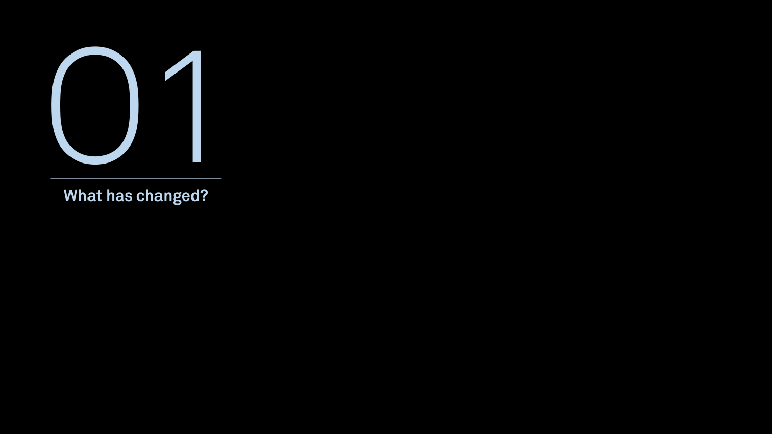# 01

## What has changed?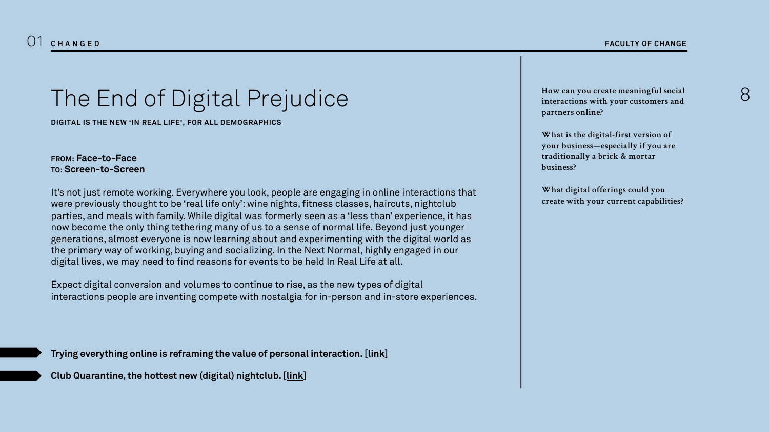# The End of Digital Prejudice

**DIGITAL IS THE NEW 'IN REAL LIFE', FOR ALL DEMOGRAPHICS**

**FROM: Face-to-Face**
**TO: Screen-to-Screen**

It's not just remote working. Everywhere you look, people are engaging in online interactions that were previously thought to be 'real life only': wine nights, fitness classes, haircuts, nightclub parties, and meals with family. While digital was formerly seen as a 'less than' experience, it has now become the only thing tethering many of us to a sense of normal life. Beyond just younger generations, almost everyone is now learning about and experimenting with the digital world as the primary way of working, buying and socializing. In the Next Normal, highly engaged in our digital lives, we may need to find reasons for events to be held In Real Life at all.

Expect digital conversion and volumes to continue to rise, as the new types of digital interactions people are inventing compete with nostalgia for in-person and in-store experiences.

**Trying everything online is reframing the value of personal interaction. [link]**

**Club Quarantine, the hottest new (digital) nightclub. [link]**

**How can you create meaningful social interactions with your customers and partners online?**

**What is the digital-first version of your business—especially if you are traditionally a brick & mortar business?**

**What digital offerings could you create with your current capabilities?**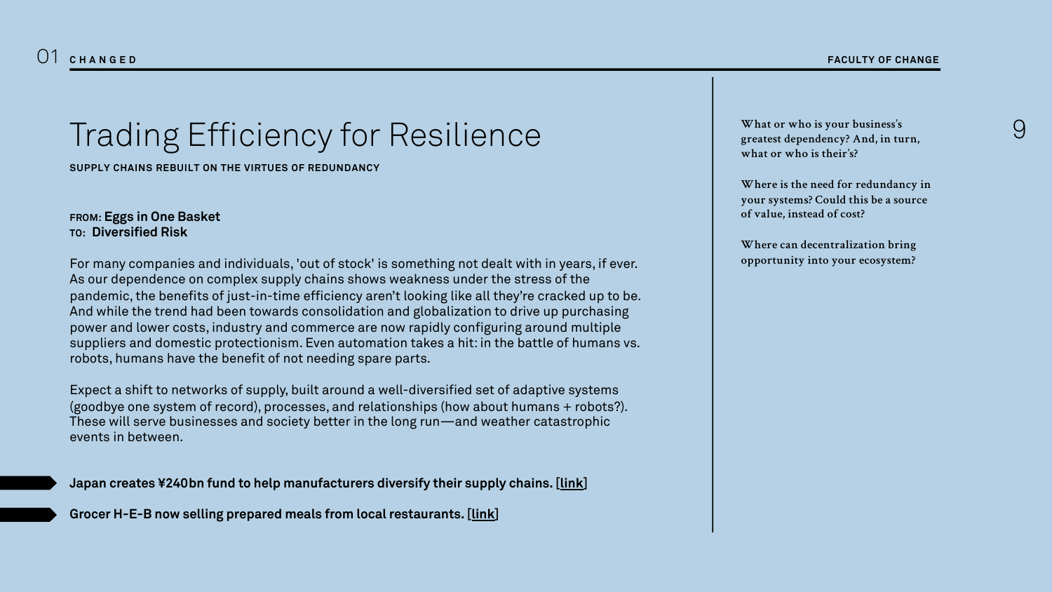# Trading Efficiency for Resilience

**SUPPLY CHAINS REBUILT ON THE VIRTUES OF REDUNDANCY**

**FROM: Eggs in One Basket**
**TO: Diversified Risk**

For many companies and individuals, 'out of stock' is something not dealt with in years, if ever. As our dependence on complex supply chains shows weakness under the stress of the pandemic, the benefits of just-in-time efficiency aren't looking like all they're cracked up to be. And while the trend had been towards consolidation and globalization to drive up purchasing power and lower costs, industry and commerce are now rapidly configuring around multiple suppliers and domestic protectionism. Even automation takes a hit: in the battle of humans vs. robots, humans have the benefit of not needing spare parts.

Expect a shift to networks of supply, built around a well-diversified set of adaptive systems (goodbye one system of record), processes, and relationships (how about humans + robots?). These will serve businesses and society better in the long run—and weather catastrophic events in between.

- **Japan creates ¥240bn fund to help manufacturers diversify their supply chains. [link]**
- **Grocer H-E-B now selling prepared meals from local restaurants. [link]**

What or who is your business's greatest dependency? And, in turn, what or who is their's?

Where is the need for redundancy in your systems? Could this be a source of value, instead of cost?

Where can decentralization bring opportunity into your ecosystem?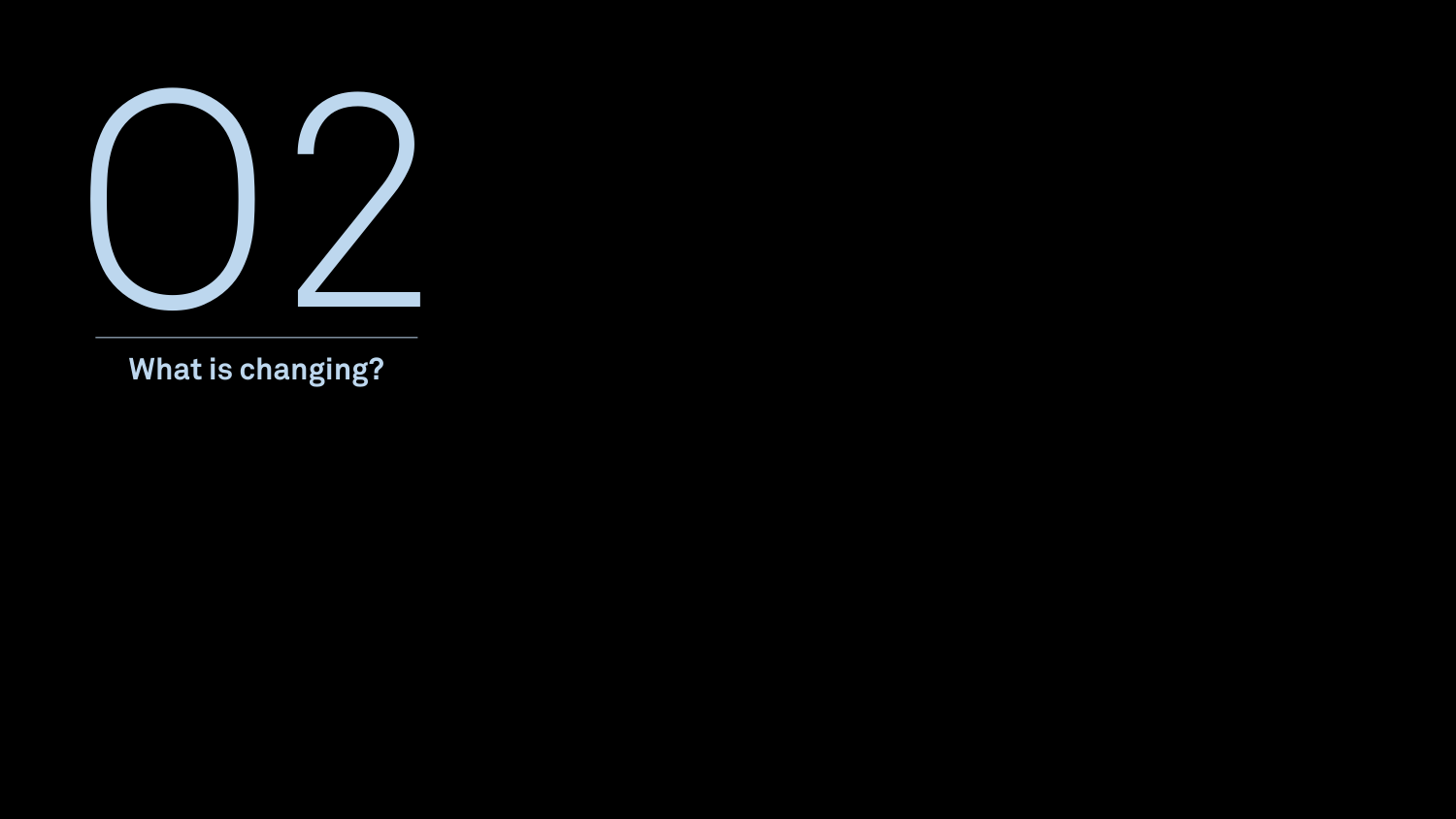# 02

## What is changing?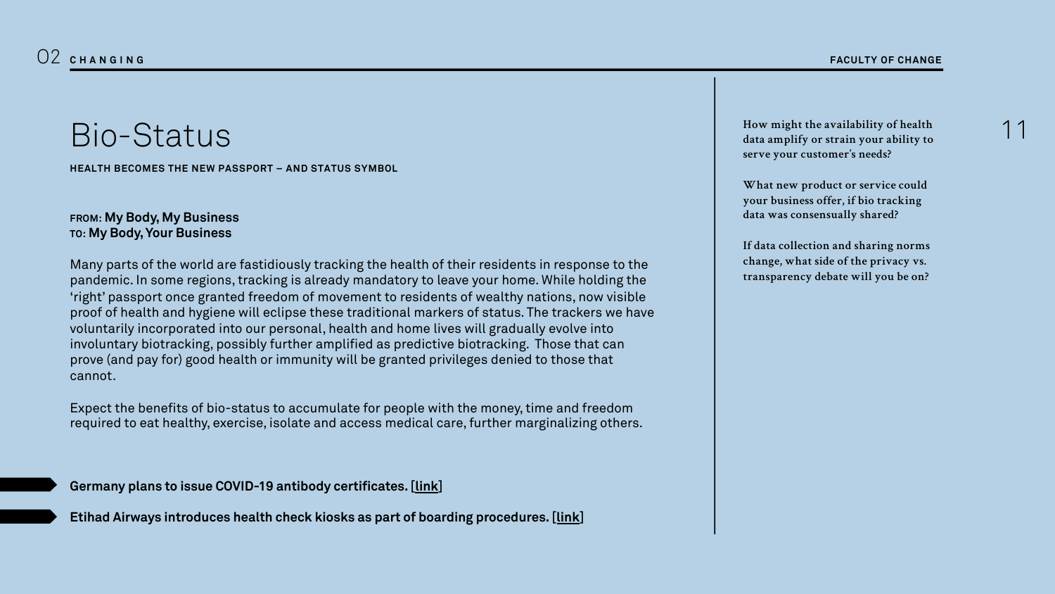# Bio-Status

**HEALTH BECOMES THE NEW PASSPORT – AND STATUS SYMBOL**

**FROM: My Body, My Business**
**TO: My Body, Your Business**

Many parts of the world are fastidiously tracking the health of their residents in response to the pandemic. In some regions, tracking is already mandatory to leave your home. While holding the 'right' passport once granted freedom of movement to residents of wealthy nations, now visible proof of health and hygiene will eclipse these traditional markers of status. The trackers we have voluntarily incorporated into our personal, health and home lives will gradually evolve into involuntary biotracking, possibly further amplified as predictive biotracking. Those that can prove (and pay for) good health or immunity will be granted privileges denied to those that cannot.

Expect the benefits of bio-status to accumulate for people with the money, time and freedom required to eat healthy, exercise, isolate and access medical care, further marginalizing others.

**Germany plans to issue COVID-19 antibody certificates. [link]**

**Etihad Airways introduces health check kiosks as part of boarding procedures. [link]**

**How might the availability of health data amplify or strain your ability to serve your customer's needs?**

**What new product or service could your business offer, if bio tracking data was consensually shared?**

**If data collection and sharing norms change, what side of the privacy vs. transparency debate will you be on?**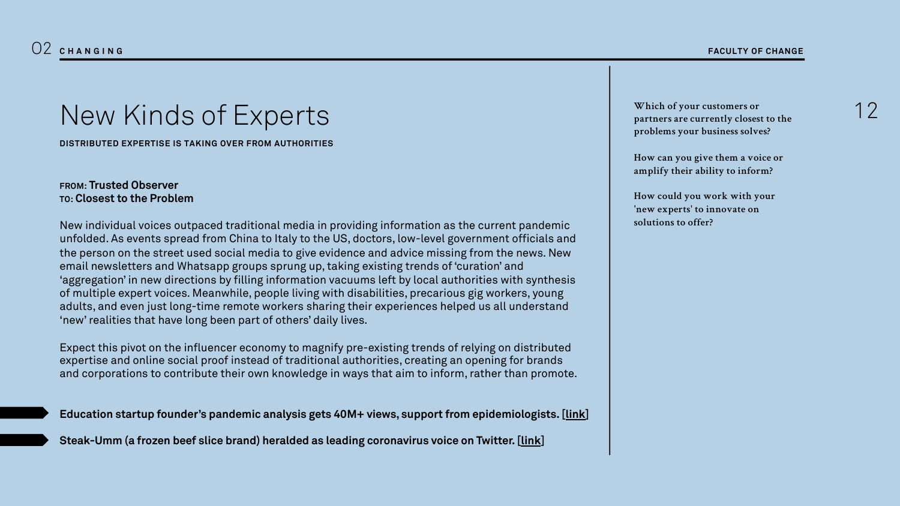# New Kinds of Experts

**DISTRIBUTED EXPERTISE IS TAKING OVER FROM AUTHORITIES**

**FROM: Trusted Observer**
**TO: Closest to the Problem**

New individual voices outpaced traditional media in providing information as the current pandemic unfolded. As events spread from China to Italy to the US, doctors, low-level government officials and the person on the street used social media to give evidence and advice missing from the news. New email newsletters and Whatsapp groups sprung up, taking existing trends of 'curation' and 'aggregation' in new directions by filling information vacuums left by local authorities with synthesis of multiple expert voices. Meanwhile, people living with disabilities, precarious gig workers, young adults, and even just long-time remote workers sharing their experiences helped us all understand 'new' realities that have long been part of others' daily lives.

Expect this pivot on the influencer economy to magnify pre-existing trends of relying on distributed expertise and online social proof instead of traditional authorities, creating an opening for brands and corporations to contribute their own knowledge in ways that aim to inform, rather than promote.

- **Education startup founder's pandemic analysis gets 40M+ views, support from epidemiologists. [link]**
- **Steak-Umm (a frozen beef slice brand) heralded as leading coronavirus voice on Twitter. [link]**

**Which of your customers or partners are currently closest to the problems your business solves?**

**How can you give them a voice or amplify their ability to inform?**

**How could you work with your 'new experts' to innovate on solutions to offer?**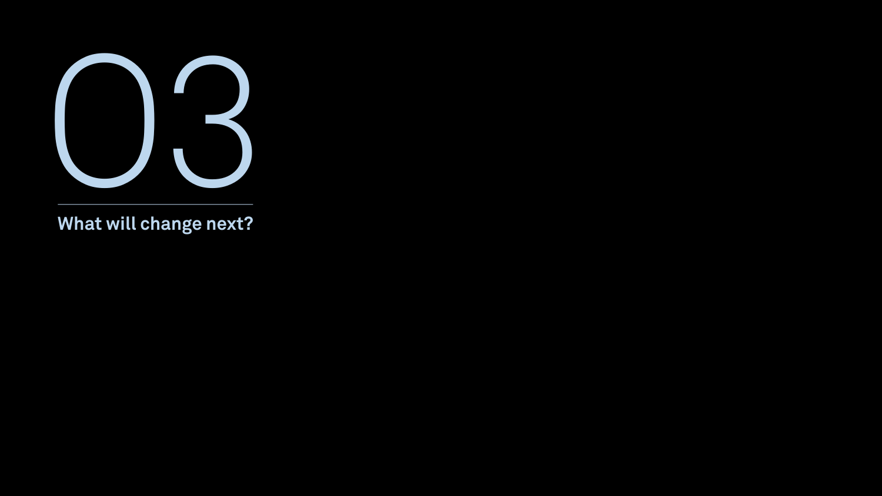# 03

## What will change next?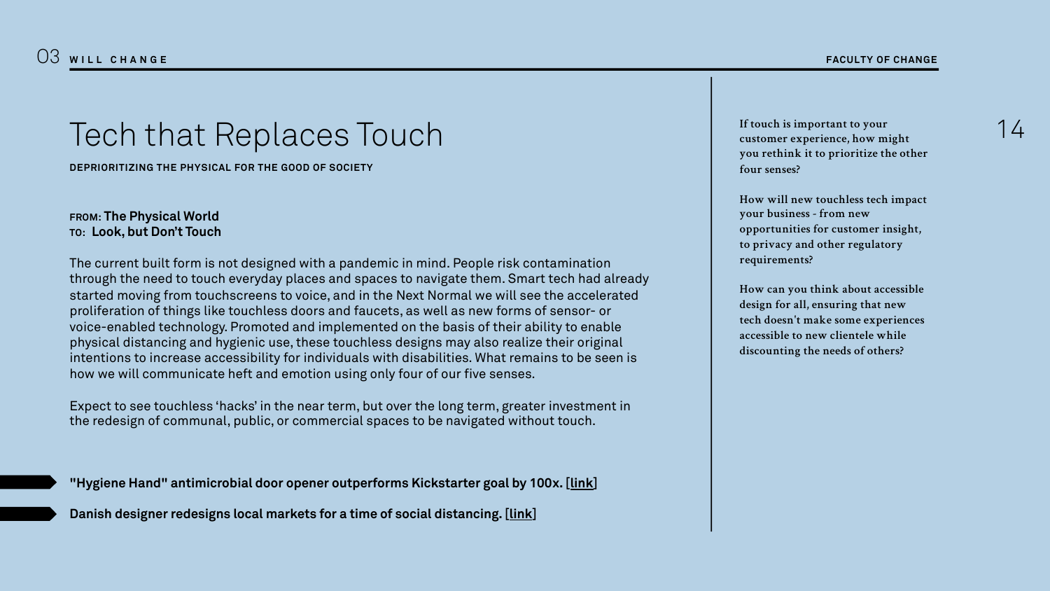# Tech that Replaces Touch

**DEPRIORITIZING THE PHYSICAL FOR THE GOOD OF SOCIETY**

**FROM: The Physical World**
**TO: Look, but Don't Touch**

The current built form is not designed with a pandemic in mind. People risk contamination through the need to touch everyday places and spaces to navigate them. Smart tech had already started moving from touchscreens to voice, and in the Next Normal we will see the accelerated proliferation of things like touchless doors and faucets, as well as new forms of sensor- or voice-enabled technology. Promoted and implemented on the basis of their ability to enable physical distancing and hygienic use, these touchless designs may also realize their original intentions to increase accessibility for individuals with disabilities. What remains to be seen is how we will communicate heft and emotion using only four of our five senses.

Expect to see touchless 'hacks' in the near term, but over the long term, greater investment in the redesign of communal, public, or commercial spaces to be navigated without touch.

**"Hygiene Hand" antimicrobial door opener outperforms Kickstarter goal by 100x. [link]**

**Danish designer redesigns local markets for a time of social distancing. [link]**

**If touch is important to your customer experience, how might you rethink it to prioritize the other four senses?**

**How will new touchless tech impact your business - from new opportunities for customer insight, to privacy and other regulatory requirements?**

**How can you think about accessible design for all, ensuring that new tech doesn't make some experiences accessible to new clientele while discounting the needs of others?**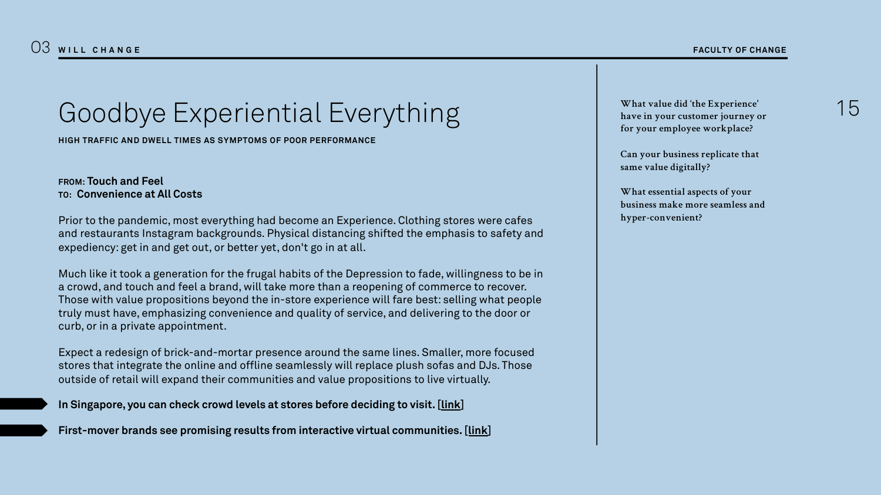# Goodbye Experiential Everything

**HIGH TRAFFIC AND DWELL TIMES AS SYMPTOMS OF POOR PERFORMANCE**

**FROM: Touch and Feel**
**TO: Convenience at All Costs**

Prior to the pandemic, most everything had become an Experience. Clothing stores were cafes and restaurants Instagram backgrounds. Physical distancing shifted the emphasis to safety and expediency: get in and get out, or better yet, don't go in at all.

Much like it took a generation for the frugal habits of the Depression to fade, willingness to be in a crowd, and touch and feel a brand, will take more than a reopening of commerce to recover. Those with value propositions beyond the in-store experience will fare best: selling what people truly must have, emphasizing convenience and quality of service, and delivering to the door or curb, or in a private appointment.

Expect a redesign of brick-and-mortar presence around the same lines. Smaller, more focused stores that integrate the online and offline seamlessly will replace plush sofas and DJs. Those outside of retail will expand their communities and value propositions to live virtually.

**In Singapore, you can check crowd levels at stores before deciding to visit. [link]**

**First-mover brands see promising results from interactive virtual communities. [link]**

**What value did 'the Experience' have in your customer journey or for your employee workplace?**

**Can your business replicate that same value digitally?**

**What essential aspects of your business make more seamless and hyper-convenient?**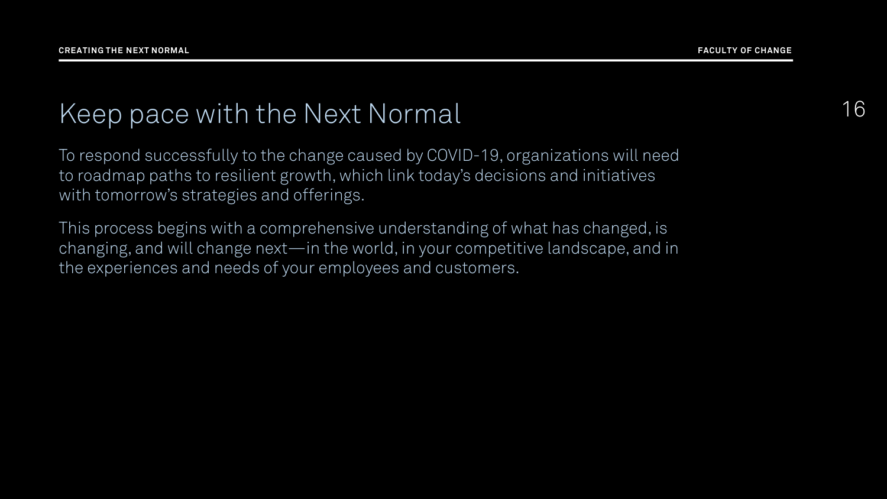# Keep pace with the Next Normal

To respond successfully to the change caused by COVID-19, organizations will need to roadmap paths to resilient growth, which link today's decisions and initiatives with tomorrow's strategies and offerings.

This process begins with a comprehensive understanding of what has changed, is changing, and will change next—in the world, in your competitive landscape, and in the experiences and needs of your employees and customers.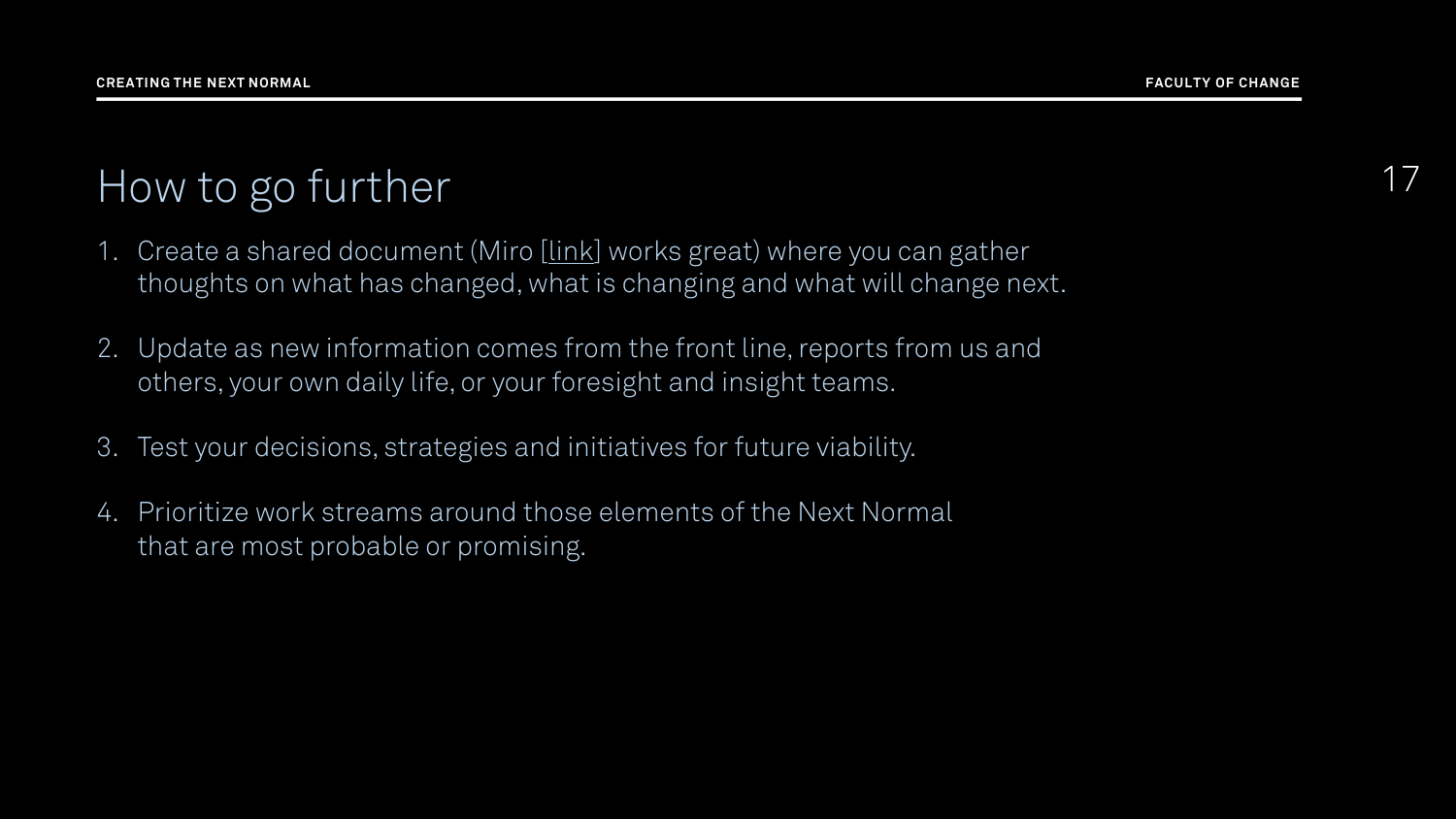# How to go further

1. Create a shared document (Miro [link] works great) where you can gather thoughts on what has changed, what is changing and what will change next.

2. Update as new information comes from the front line, reports from us and others, your own daily life, or your foresight and insight teams.

3. Test your decisions, strategies and initiatives for future viability.

4. Prioritize work streams around those elements of the Next Normal that are most probable or promising.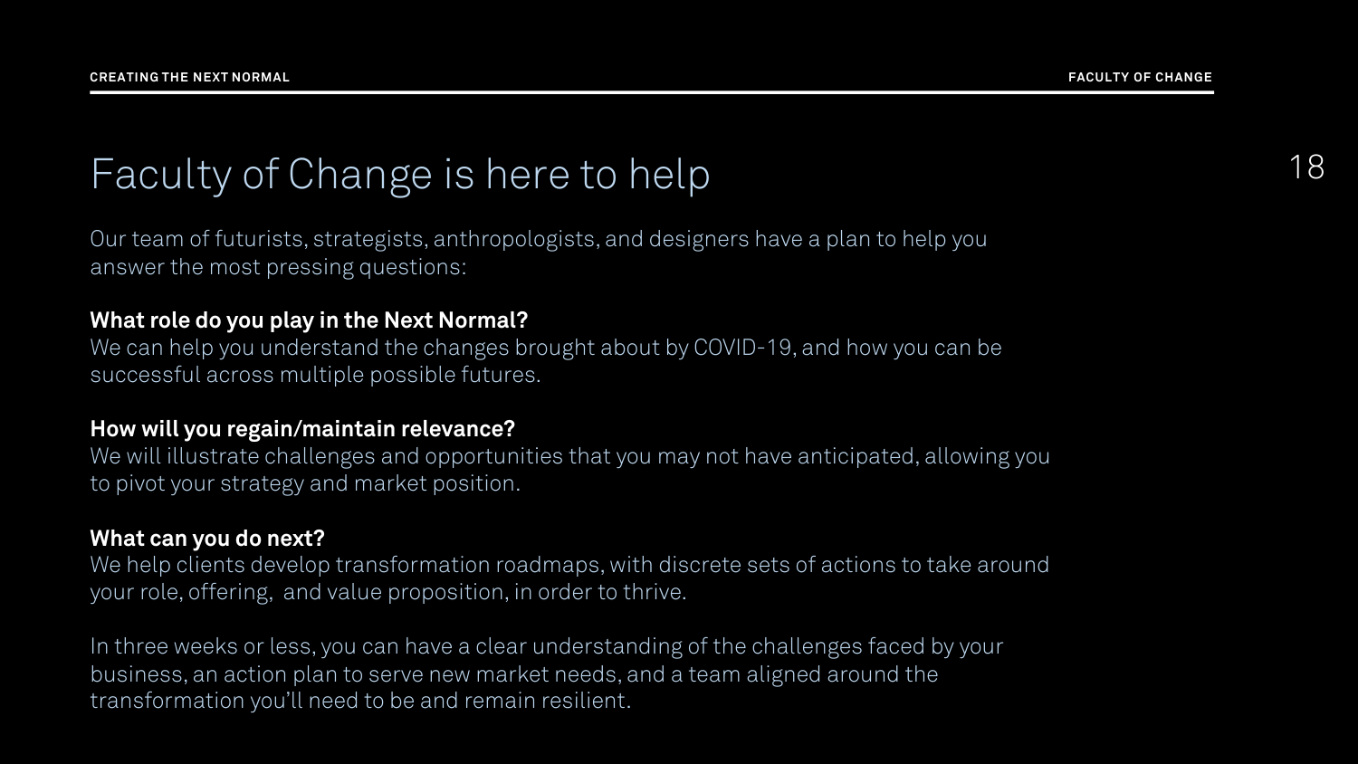# Faculty of Change is here to help

Our team of futurists, strategists, anthropologists, and designers have a plan to help you answer the most pressing questions:

**What role do you play in the Next Normal?**
We can help you understand the changes brought about by COVID-19, and how you can be successful across multiple possible futures.

**How will you regain/maintain relevance?**
We will illustrate challenges and opportunities that you may not have anticipated, allowing you to pivot your strategy and market position.

**What can you do next?**
We help clients develop transformation roadmaps, with discrete sets of actions to take around your role, offering, and value proposition, in order to thrive.

In three weeks or less, you can have a clear understanding of the challenges faced by your business, an action plan to serve new market needs, and a team aligned around the transformation you'll need to be and remain resilient.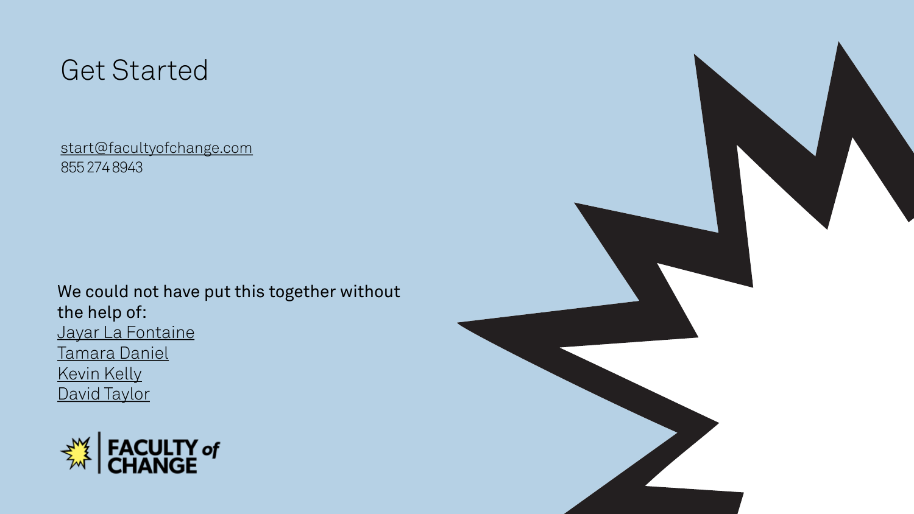# Get Started

start@facultyofchange.com
855 274 8943

We could not have put this together without the help of:
Jayar La Fontaine
Tamara Daniel
Kevin Kelly
David Taylor

FACULTY of CHANGE